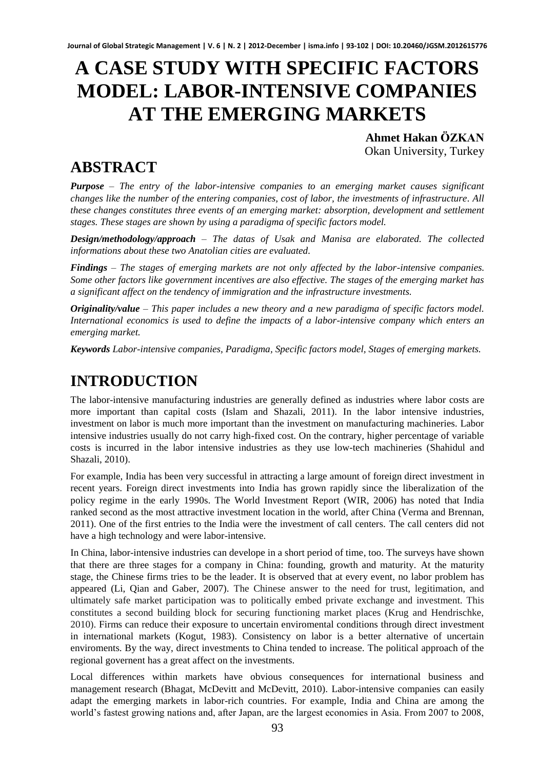# A CASE STUDY WITH SPECIFIC FACTORS MODEL: LABOR-INTENSIVE COMPANIES AT THE EMERGING MARKETS

**Ahmet Hakan ÖZKAN**

Okan University, Turkey

## ABSTRACT

***Purpose*** *– The entry of the labor-intensive companies to an emerging market causes significant changes like the number of the entering companies, cost of labor, the investments of infrastructure. All these changes constitutes three events of an emerging market: absorption, development and settlement stages. These stages are shown by using a paradigma of specific factors model.*

***Design/methodology/approach*** *– The datas of Usak and Manisa are elaborated. The collected informations about these two Anatolian cities are evaluated.*

***Findings*** *– The stages of emerging markets are not only affected by the labor-intensive companies. Some other factors like government incentives are also effective. The stages of the emerging market has a significant affect on the tendency of immigration and the infrastructure investments.*

***Originality/value*** *– This paper includes a new theory and a new paradigma of specific factors model. International economics is used to define the impacts of a labor-intensive company which enters an emerging market.*

***Keywords*** *Labor-intensive companies, Paradigma, Specific factors model, Stages of emerging markets.*

## INTRODUCTION

The labor-intensive manufacturing industries are generally defined as industries where labor costs are more important than capital costs (Islam and Shazali, 2011). In the labor intensive industries, investment on labor is much more important than the investment on manufacturing machineries. Labor intensive industries usually do not carry high-fixed cost. On the contrary, higher percentage of variable costs is incurred in the labor intensive industries as they use low-tech machineries (Shahidul and Shazali, 2010).

For example, India has been very successful in attracting a large amount of foreign direct investment in recent years. Foreign direct investments into India has grown rapidly since the liberalization of the policy regime in the early 1990s. The World Investment Report (WIR, 2006) has noted that India ranked second as the most attractive investment location in the world, after China (Verma and Brennan, 2011). One of the first entries to the India were the investment of call centers. The call centers did not have a high technology and were labor-intensive.

In China, labor-intensive industries can develope in a short period of time, too. The surveys have shown that there are three stages for a company in China: founding, growth and maturity. At the maturity stage, the Chinese firms tries to be the leader. It is observed that at every event, no labor problem has appeared (Li, Qian and Gaber, 2007). The Chinese answer to the need for trust, legitimation, and ultimately safe market participation was to politically embed private exchange and investment. This constitutes a second building block for securing functioning market places (Krug and Hendrischke, 2010). Firms can reduce their exposure to uncertain enviromental conditions through direct investment in international markets (Kogut, 1983). Consistency on labor is a better alternative of uncertain enviroments. By the way, direct investments to China tended to increase. The political approach of the regional governent has a great affect on the investments.

Local differences within markets have obvious consequences for international business and management research (Bhagat, McDevitt and McDevitt, 2010). Labor-intensive companies can easily adapt the emerging markets in labor-rich countries. For example, India and China are among the world's fastest growing nations and, after Japan, are the largest economies in Asia. From 2007 to 2008,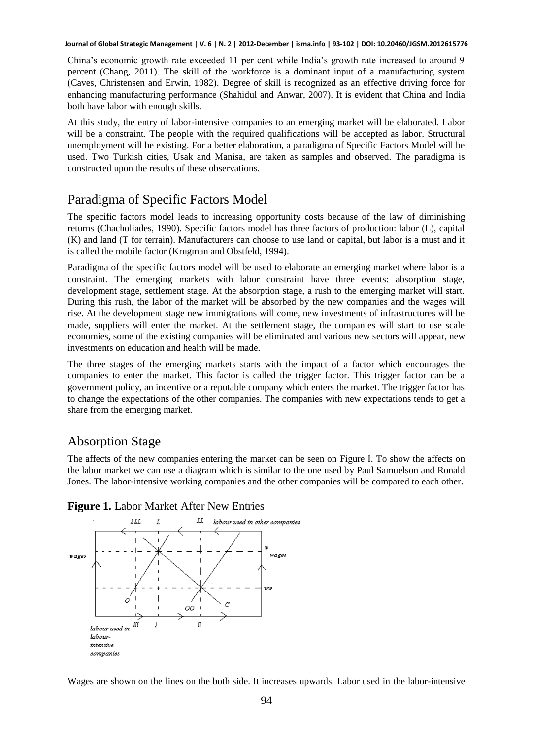China's economic growth rate exceeded 11 per cent while India's growth rate increased to around 9 percent (Chang, 2011). The skill of the workforce is a dominant input of a manufacturing system (Caves, Christensen and Erwin, 1982). Degree of skill is recognized as an effective driving force for enhancing manufacturing performance (Shahidul and Anwar, 2007). It is evident that China and India both have labor with enough skills.

At this study, the entry of labor-intensive companies to an emerging market will be elaborated. Labor will be a constraint. The people with the required qualifications will be accepted as labor. Structural unemployment will be existing. For a better elaboration, a paradigma of Specific Factors Model will be used. Two Turkish cities, Usak and Manisa, are taken as samples and observed. The paradigma is constructed upon the results of these observations.

## Paradigma of Specific Factors Model

The specific factors model leads to increasing opportunity costs because of the law of diminishing returns (Chacholiades, 1990). Specific factors model has three factors of production: labor (L), capital (K) and land (T for terrain). Manufacturers can choose to use land or capital, but labor is a must and it is called the mobile factor (Krugman and Obstfeld, 1994).

Paradigma of the specific factors model will be used to elaborate an emerging market where labor is a constraint. The emerging markets with labor constraint have three events: absorption stage, development stage, settlement stage. At the absorption stage, a rush to the emerging market will start. During this rush, the labor of the market will be absorbed by the new companies and the wages will rise. At the development stage new immigrations will come, new investments of infrastructures will be made, suppliers will enter the market. At the settlement stage, the companies will start to use scale economies, some of the existing companies will be eliminated and various new sectors will appear, new investments on education and health will be made.

The three stages of the emerging markets starts with the impact of a factor which encourages the companies to enter the market. This factor is called the trigger factor. This trigger factor can be a government policy, an incentive or a reputable company which enters the market. The trigger factor has to change the expectations of the other companies. The companies with new expectations tends to get a share from the emerging market.

## Absorption Stage

The affects of the new companies entering the market can be seen on Figure I. To show the affects on the labor market we can use a diagram which is similar to the one used by Paul Samuelson and Ronald Jones. The labor-intensive working companies and the other companies will be compared to each other.

**Figure 1.** Labor Market After New Entries

Wages are shown on the lines on the both side. It increases upwards. Labor used in the labor-intensive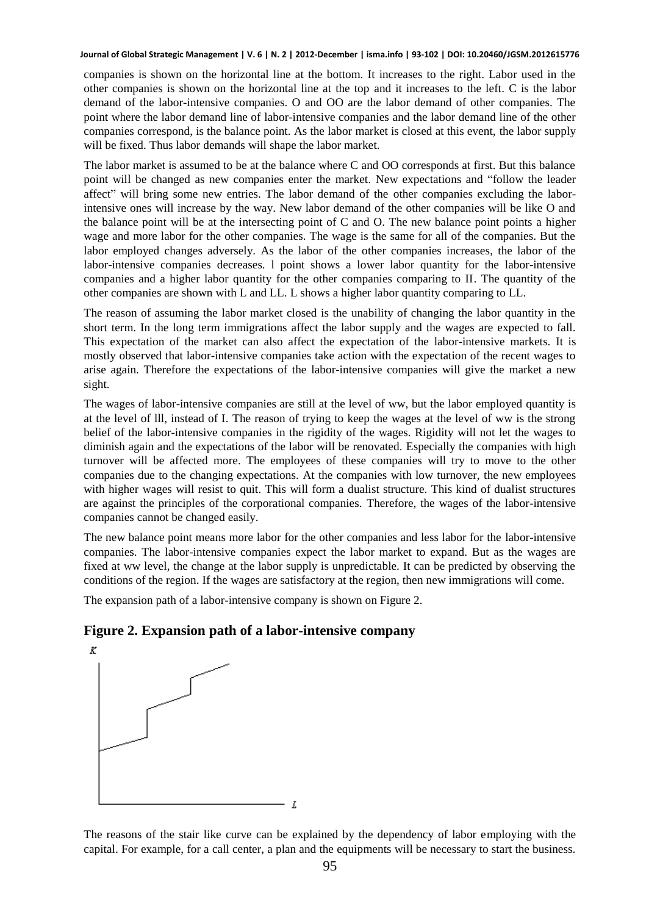companies is shown on the horizontal line at the bottom. It increases to the right. Labor used in the other companies is shown on the horizontal line at the top and it increases to the left. C is the labor demand of the labor-intensive companies. O and OO are the labor demand of other companies. The point where the labor demand line of labor-intensive companies and the labor demand line of the other companies correspond, is the balance point. As the labor market is closed at this event, the labor supply will be fixed. Thus labor demands will shape the labor market.

The labor market is assumed to be at the balance where C and OO corresponds at first. But this balance point will be changed as new companies enter the market. New expectations and "follow the leader affect" will bring some new entries. The labor demand of the other companies excluding the labor-intensive ones will increase by the way. New labor demand of the other companies will be like O and the balance point will be at the intersecting point of C and O. The new balance point points a higher wage and more labor for the other companies. The wage is the same for all of the companies. But the labor employed changes adversely. As the labor of the other companies increases, the labor of the labor-intensive companies decreases. l point shows a lower labor quantity for the labor-intensive companies and a higher labor quantity for the other companies comparing to II. The quantity of the other companies are shown with L and LL. L shows a higher labor quantity comparing to LL.

The reason of assuming the labor market closed is the unability of changing the labor quantity in the short term. In the long term immigrations affect the labor supply and the wages are expected to fall. This expectation of the market can also affect the expectation of the labor-intensive markets. It is mostly observed that labor-intensive companies take action with the expectation of the recent wages to arise again. Therefore the expectations of the labor-intensive companies will give the market a new sight.

The wages of labor-intensive companies are still at the level of ww, but the labor employed quantity is at the level of lll, instead of I. The reason of trying to keep the wages at the level of ww is the strong belief of the labor-intensive companies in the rigidity of the wages. Rigidity will not let the wages to diminish again and the expectations of the labor will be renovated. Especially the companies with high turnover will be affected more. The employees of these companies will try to move to the other companies due to the changing expectations. At the companies with low turnover, the new employees with higher wages will resist to quit. This will form a dualist structure. This kind of dualist structures are against the principles of the corporational companies. Therefore, the wages of the labor-intensive companies cannot be changed easily.

The new balance point means more labor for the other companies and less labor for the labor-intensive companies. The labor-intensive companies expect the labor market to expand. But as the wages are fixed at ww level, the change at the labor supply is unpredictable. It can be predicted by observing the conditions of the region. If the wages are satisfactory at the region, then new immigrations will come.

The expansion path of a labor-intensive company is shown on Figure 2.

## Figure 2. Expansion path of a labor-intensive company

The reasons of the stair like curve can be explained by the dependency of labor employing with the capital. For example, for a call center, a plan and the equipments will be necessary to start the business.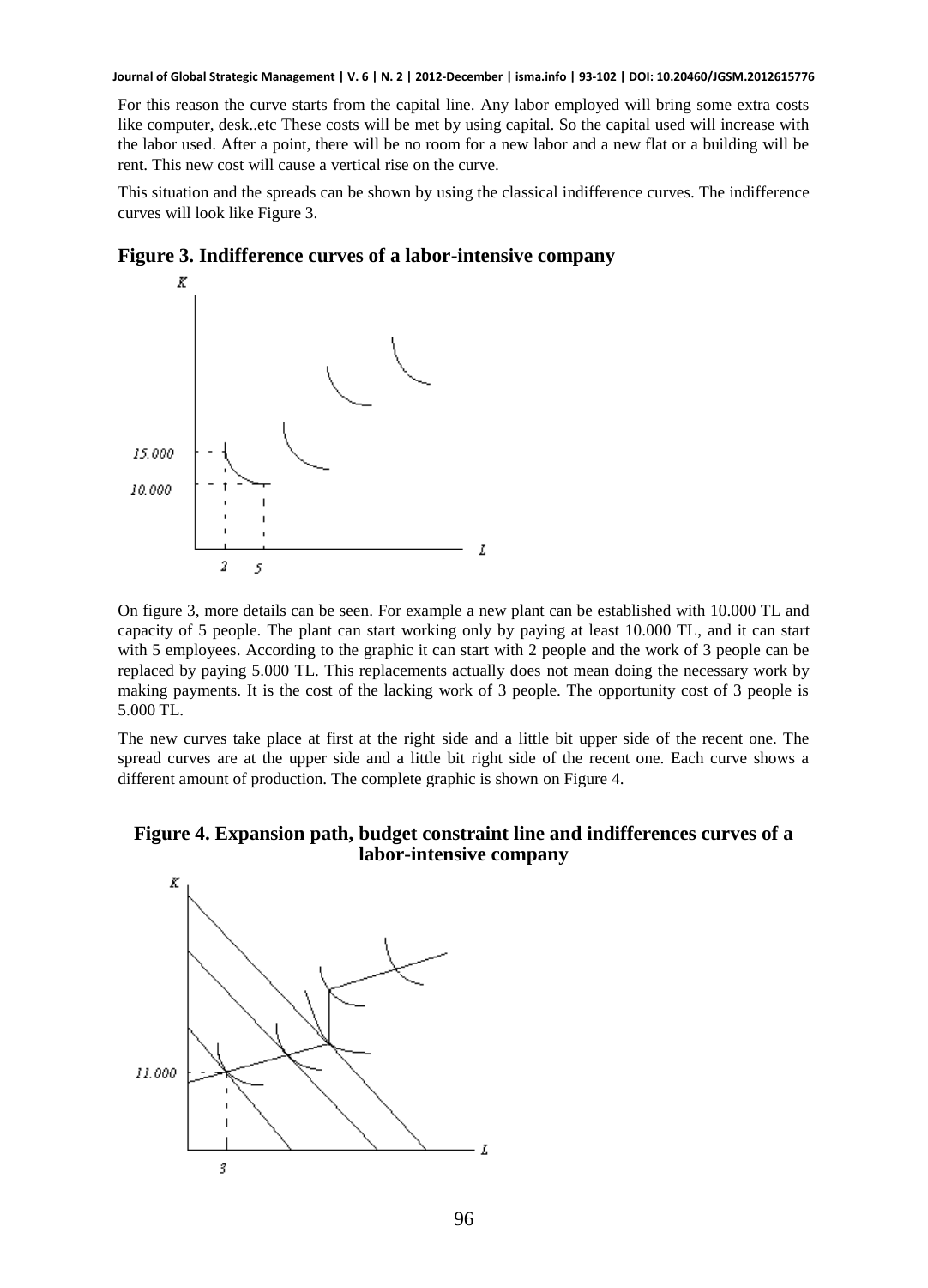For this reason the curve starts from the capital line. Any labor employed will bring some extra costs like computer, desk..etc These costs will be met by using capital. So the capital used will increase with the labor used. After a point, there will be no room for a new labor and a new flat or a building will be rent. This new cost will cause a vertical rise on the curve.

This situation and the spreads can be shown by using the classical indifference curves. The indifference curves will look like Figure 3.

**Figure 3. Indifference curves of a labor-intensive company**

On figure 3, more details can be seen. For example a new plant can be established with 10.000 TL and capacity of 5 people. The plant can start working only by paying at least 10.000 TL, and it can start with 5 employees. According to the graphic it can start with 2 people and the work of 3 people can be replaced by paying 5.000 TL. This replacements actually does not mean doing the necessary work by making payments. It is the cost of the lacking work of 3 people. The opportunity cost of 3 people is 5.000 TL.

The new curves take place at first at the right side and a little bit upper side of the recent one. The spread curves are at the upper side and a little bit right side of the recent one. Each curve shows a different amount of production. The complete graphic is shown on Figure 4.

**Figure 4. Expansion path, budget constraint line and indifferences curves of a labor-intensive company**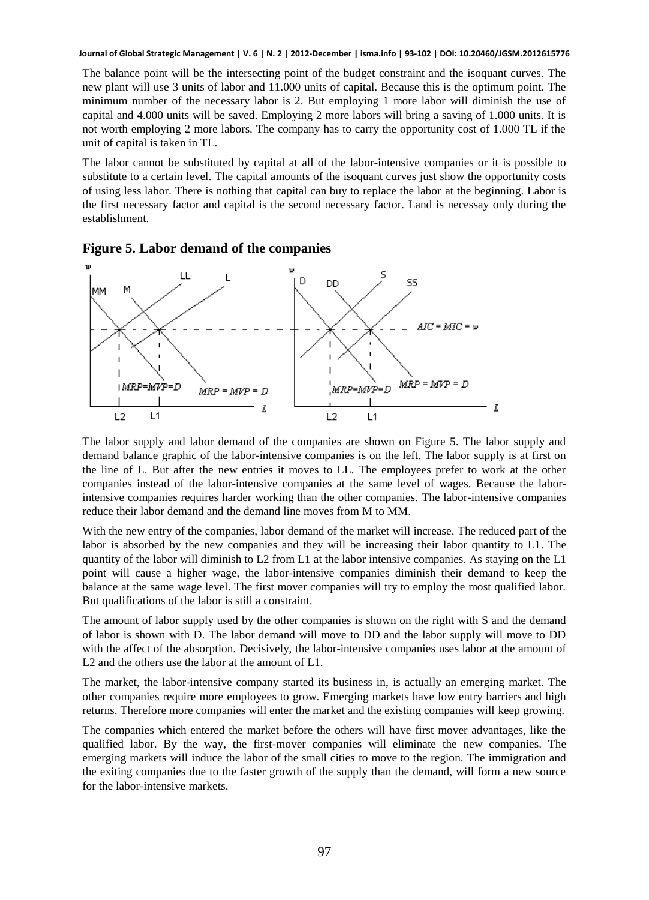The balance point will be the intersecting point of the budget constraint and the isoquant curves. The new plant will use 3 units of labor and 11.000 units of capital. Because this is the optimum point. The minimum number of the necessary labor is 2. But employing 1 more labor will diminish the use of capital and 4.000 units will be saved. Employing 2 more labors will bring a saving of 1.000 units. It is not worth employing 2 more labors. The company has to carry the opportunity cost of 1.000 TL if the unit of capital is taken in TL.

The labor cannot be substituted by capital at all of the labor-intensive companies or it is possible to substitute to a certain level. The capital amounts of the isoquant curves just show the opportunity costs of using less labor. There is nothing that capital can buy to replace the labor at the beginning. Labor is the first necessary factor and capital is the second necessary factor. Land is necessay only during the establishment.

## Figure 5. Labor demand of the companies

The labor supply and labor demand of the companies are shown on Figure 5. The labor supply and demand balance graphic of the labor-intensive companies is on the left. The labor supply is at first on the line of L. But after the new entries it moves to LL. The employees prefer to work at the other companies instead of the labor-intensive companies at the same level of wages. Because the labor-intensive companies requires harder working than the other companies. The labor-intensive companies reduce their labor demand and the demand line moves from M to MM.

With the new entry of the companies, labor demand of the market will increase. The reduced part of the labor is absorbed by the new companies and they will be increasing their labor quantity to L1. The quantity of the labor will diminish to L2 from L1 at the labor intensive companies. As staying on the L1 point will cause a higher wage, the labor-intensive companies diminish their demand to keep the balance at the same wage level. The first mover companies will try to employ the most qualified labor. But qualifications of the labor is still a constraint.

The amount of labor supply used by the other companies is shown on the right with S and the demand of labor is shown with D. The labor demand will move to DD and the labor supply will move to DD with the affect of the absorption. Decisively, the labor-intensive companies uses labor at the amount of L2 and the others use the labor at the amount of L1.

The market, the labor-intensive company started its business in, is actually an emerging market. The other companies require more employees to grow. Emerging markets have low entry barriers and high returns. Therefore more companies will enter the market and the existing companies will keep growing.

The companies which entered the market before the others will have first mover advantages, like the qualified labor. By the way, the first-mover companies will eliminate the new companies. The emerging markets will induce the labor of the small cities to move to the region. The immigration and the exiting companies due to the faster growth of the supply than the demand, will form a new source for the labor-intensive markets.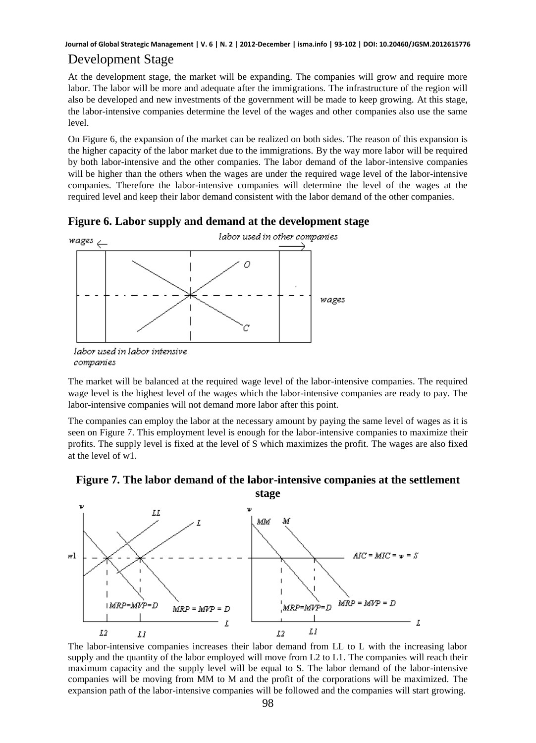## Development Stage

At the development stage, the market will be expanding. The companies will grow and require more labor. The labor will be more and adequate after the immigrations. The infrastructure of the region will also be developed and new investments of the government will be made to keep growing. At this stage, the labor-intensive companies determine the level of the wages and other companies also use the same level.

On Figure 6, the expansion of the market can be realized on both sides. The reason of this expansion is the higher capacity of the labor market due to the immigrations. By the way more labor will be required by both labor-intensive and the other companies. The labor demand of the labor-intensive companies will be higher than the others when the wages are under the required wage level of the labor-intensive companies. Therefore the labor-intensive companies will determine the level of the wages at the required level and keep their labor demand consistent with the labor demand of the other companies.

**Figure 6. Labor supply and demand at the development stage**

The market will be balanced at the required wage level of the labor-intensive companies. The required wage level is the highest level of the wages which the labor-intensive companies are ready to pay. The labor-intensive companies will not demand more labor after this point.

The companies can employ the labor at the necessary amount by paying the same level of wages as it is seen on Figure 7. This employment level is enough for the labor-intensive companies to maximize their profits. The supply level is fixed at the level of S which maximizes the profit. The wages are also fixed at the level of w1.

**Figure 7. The labor demand of the labor-intensive companies at the settlement stage**

The labor-intensive companies increases their labor demand from LL to L with the increasing labor supply and the quantity of the labor employed will move from L2 to L1. The companies will reach their maximum capacity and the supply level will be equal to S. The labor demand of the labor-intensive companies will be moving from MM to M and the profit of the corporations will be maximized. The expansion path of the labor-intensive companies will be followed and the companies will start growing.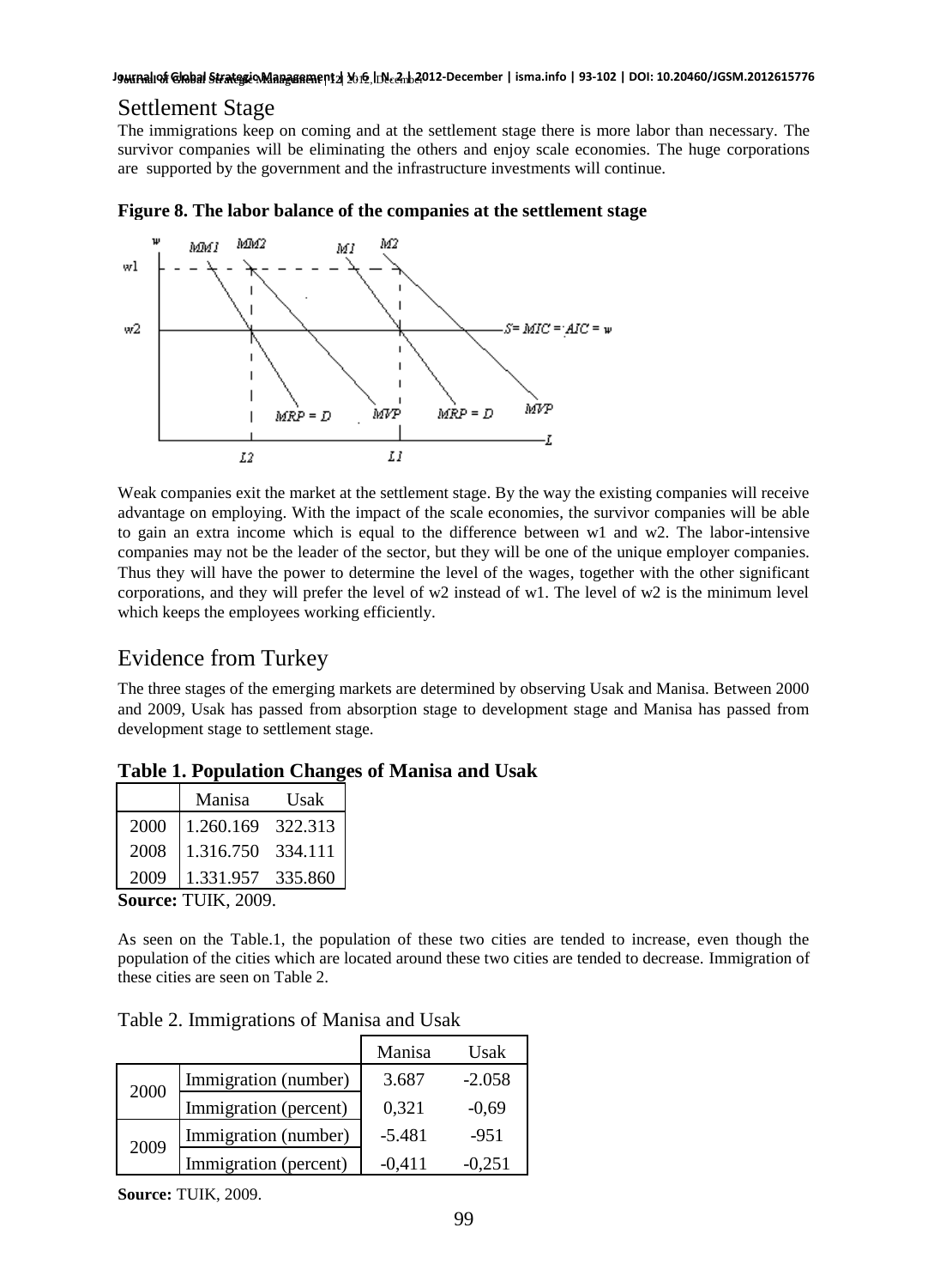## Settlement Stage

The immigrations keep on coming and at the settlement stage there is more labor than necessary. The survivor companies will be eliminating the others and enjoy scale economies. The huge corporations are supported by the government and the infrastructure investments will continue.

**Figure 8. The labor balance of the companies at the settlement stage**

Weak companies exit the market at the settlement stage. By the way the existing companies will receive advantage on employing. With the impact of the scale economies, the survivor companies will be able to gain an extra income which is equal to the difference between w1 and w2. The labor-intensive companies may not be the leader of the sector, but they will be one of the unique employer companies. Thus they will have the power to determine the level of the wages, together with the other significant corporations, and they will prefer the level of w2 instead of w1. The level of w2 is the minimum level which keeps the employees working efficiently.

## Evidence from Turkey

The three stages of the emerging markets are determined by observing Usak and Manisa. Between 2000 and 2009, Usak has passed from absorption stage to development stage and Manisa has passed from development stage to settlement stage.

**Table 1. Population Changes of Manisa and Usak**

| | Manisa | Usak |
|---|---|---|
| 2000 | 1.260.169 | 322.313 |
| 2008 | 1.316.750 | 334.111 |
| 2009 | 1.331.957 | 335.860 |

**Source:** TUIK, 2009.

As seen on the Table.1, the population of these two cities are tended to increase, even though the population of the cities which are located around these two cities are tended to decrease. Immigration of these cities are seen on Table 2.

Table 2. Immigrations of Manisa and Usak

| | | Manisa | Usak |
|---|---|---|---|
| 2000 | Immigration (number) | 3.687 | -2.058 |
| | Immigration (percent) | 0,321 | -0,69 |
| 2009 | Immigration (number) | -5.481 | -951 |
| | Immigration (percent) | -0,411 | -0,251 |

**Source:** TUIK, 2009.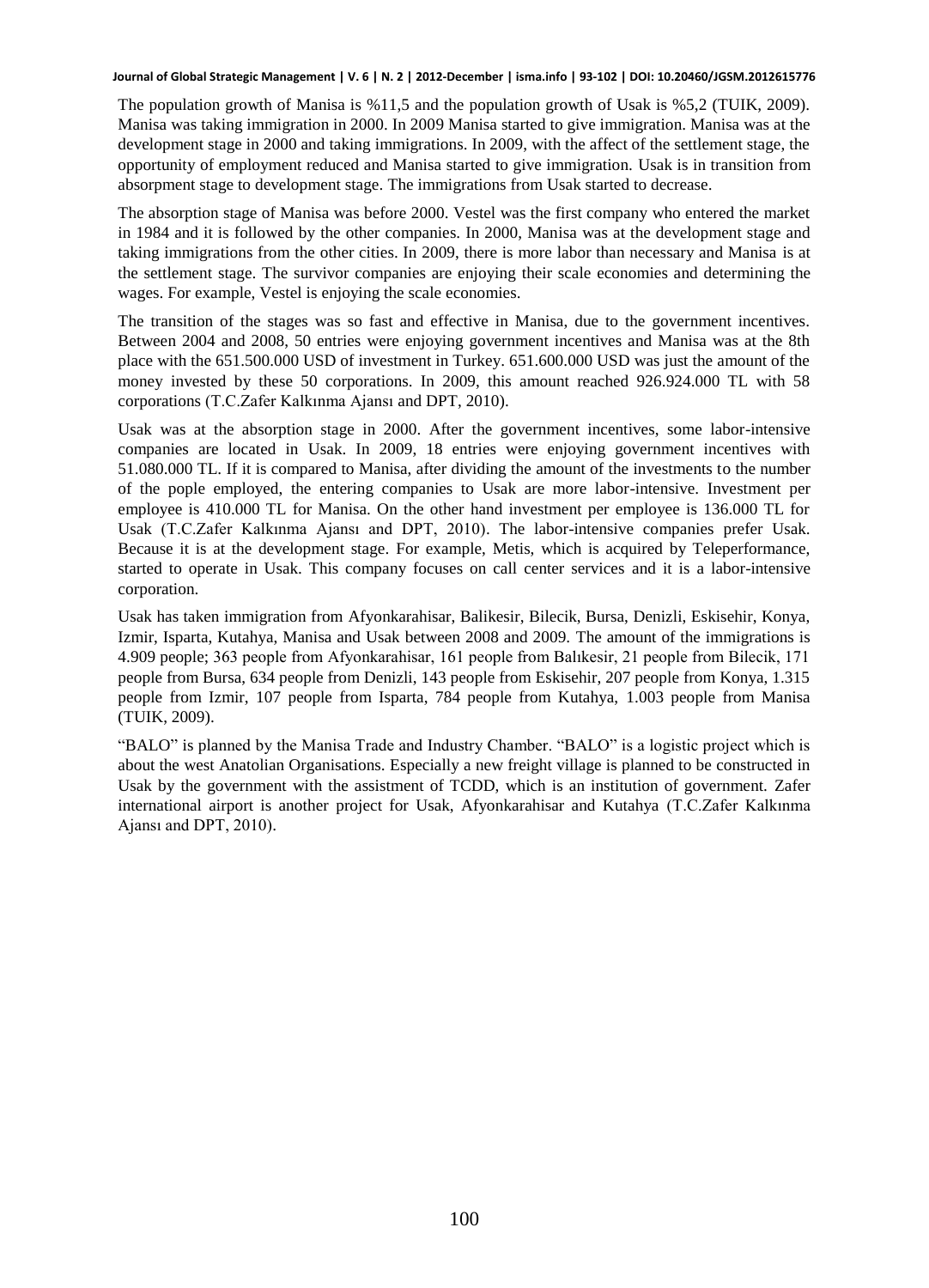The population growth of Manisa is %11,5 and the population growth of Usak is %5,2 (TUIK, 2009). Manisa was taking immigration in 2000. In 2009 Manisa started to give immigration. Manisa was at the development stage in 2000 and taking immigrations. In 2009, with the affect of the settlement stage, the opportunity of employment reduced and Manisa started to give immigration. Usak is in transition from absorpment stage to development stage. The immigrations from Usak started to decrease.

The absorption stage of Manisa was before 2000. Vestel was the first company who entered the market in 1984 and it is followed by the other companies. In 2000, Manisa was at the development stage and taking immigrations from the other cities. In 2009, there is more labor than necessary and Manisa is at the settlement stage. The survivor companies are enjoying their scale economies and determining the wages. For example, Vestel is enjoying the scale economies.

The transition of the stages was so fast and effective in Manisa, due to the government incentives. Between 2004 and 2008, 50 entries were enjoying government incentives and Manisa was at the 8th place with the 651.500.000 USD of investment in Turkey. 651.600.000 USD was just the amount of the money invested by these 50 corporations. In 2009, this amount reached 926.924.000 TL with 58 corporations (T.C.Zafer Kalkınma Ajansı and DPT, 2010).

Usak was at the absorption stage in 2000. After the government incentives, some labor-intensive companies are located in Usak. In 2009, 18 entries were enjoying government incentives with 51.080.000 TL. If it is compared to Manisa, after dividing the amount of the investments to the number of the pople employed, the entering companies to Usak are more labor-intensive. Investment per employee is 410.000 TL for Manisa. On the other hand investment per employee is 136.000 TL for Usak (T.C.Zafer Kalkınma Ajansı and DPT, 2010). The labor-intensive companies prefer Usak. Because it is at the development stage. For example, Metis, which is acquired by Teleperformance, started to operate in Usak. This company focuses on call center services and it is a labor-intensive corporation.

Usak has taken immigration from Afyonkarahisar, Balikesir, Bilecik, Bursa, Denizli, Eskisehir, Konya, Izmir, Isparta, Kutahya, Manisa and Usak between 2008 and 2009. The amount of the immigrations is 4.909 people; 363 people from Afyonkarahisar, 161 people from Balıkesir, 21 people from Bilecik, 171 people from Bursa, 634 people from Denizli, 143 people from Eskisehir, 207 people from Konya, 1.315 people from Izmir, 107 people from Isparta, 784 people from Kutahya, 1.003 people from Manisa (TUIK, 2009).

"BALO" is planned by the Manisa Trade and Industry Chamber. "BALO" is a logistic project which is about the west Anatolian Organisations. Especially a new freight village is planned to be constructed in Usak by the government with the assistment of TCDD, which is an institution of government. Zafer international airport is another project for Usak, Afyonkarahisar and Kutahya (T.C.Zafer Kalkınma Ajansı and DPT, 2010).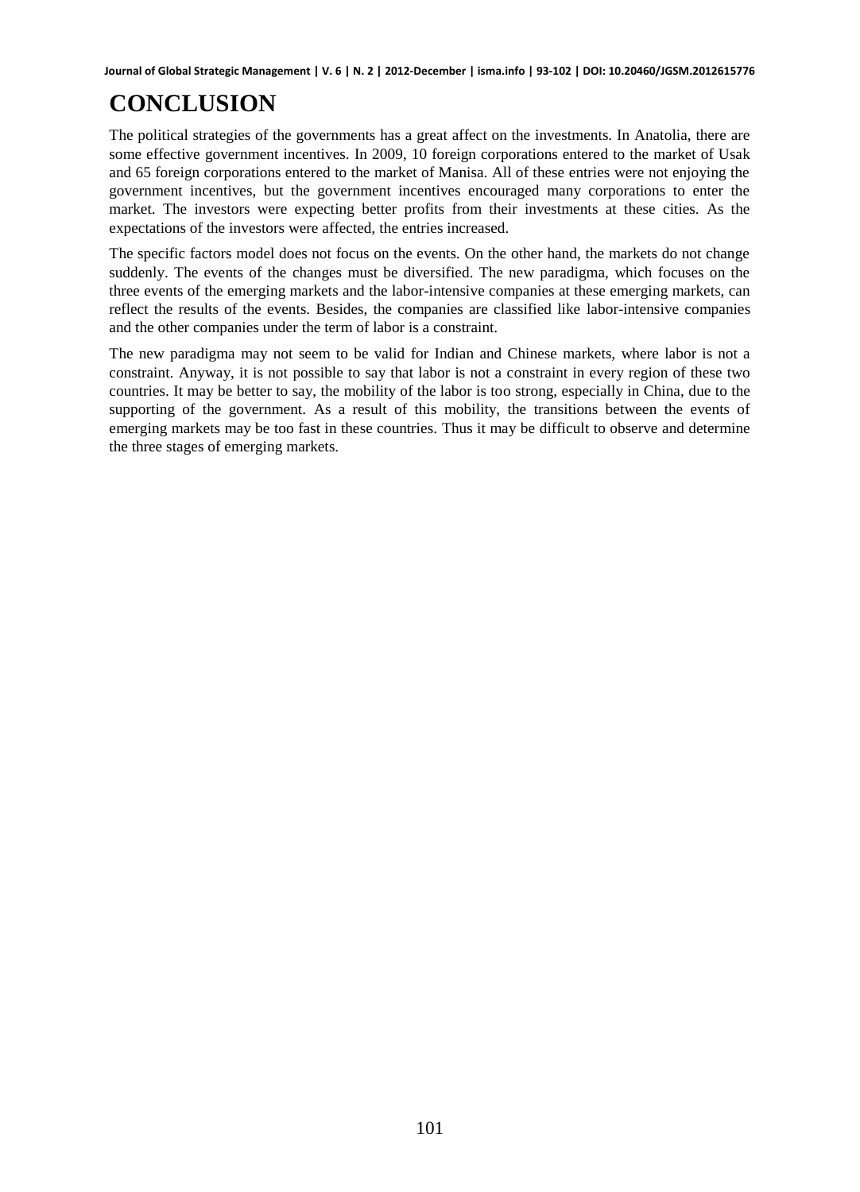# CONCLUSION

The political strategies of the governments has a great affect on the investments. In Anatolia, there are some effective government incentives. In 2009, 10 foreign corporations entered to the market of Usak and 65 foreign corporations entered to the market of Manisa. All of these entries were not enjoying the government incentives, but the government incentives encouraged many corporations to enter the market. The investors were expecting better profits from their investments at these cities. As the expectations of the investors were affected, the entries increased.

The specific factors model does not focus on the events. On the other hand, the markets do not change suddenly. The events of the changes must be diversified. The new paradigma, which focuses on the three events of the emerging markets and the labor-intensive companies at these emerging markets, can reflect the results of the events. Besides, the companies are classified like labor-intensive companies and the other companies under the term of labor is a constraint.

The new paradigma may not seem to be valid for Indian and Chinese markets, where labor is not a constraint. Anyway, it is not possible to say that labor is not a constraint in every region of these two countries. It may be better to say, the mobility of the labor is too strong, especially in China, due to the supporting of the government. As a result of this mobility, the transitions between the events of emerging markets may be too fast in these countries. Thus it may be difficult to observe and determine the three stages of emerging markets.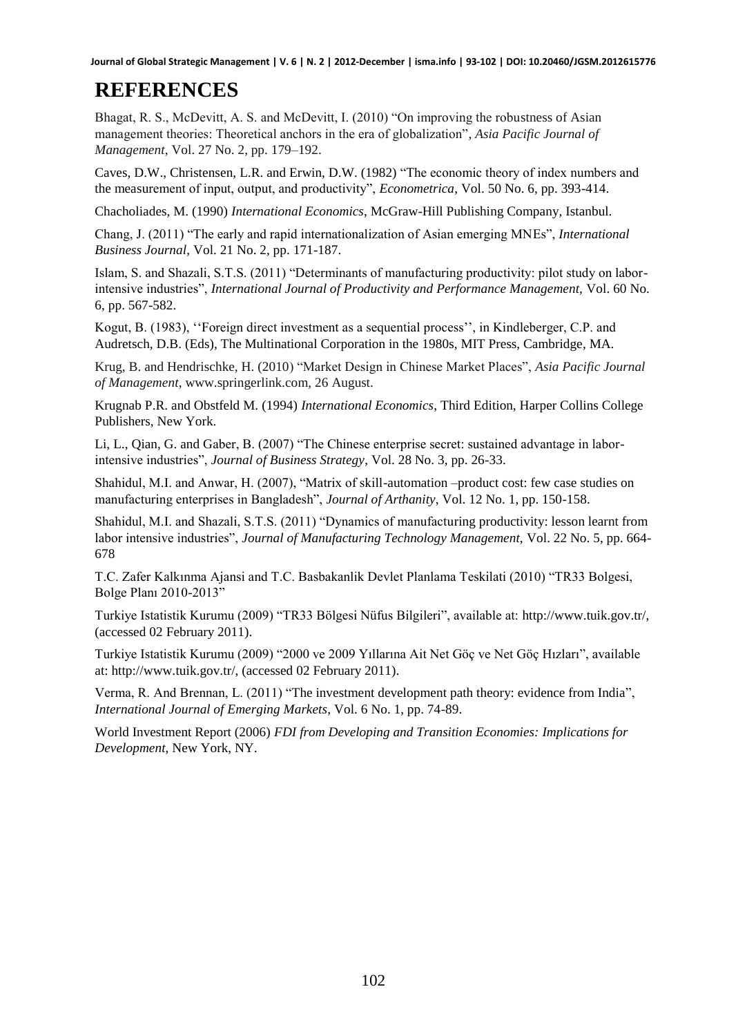# REFERENCES

Bhagat, R. S., McDevitt, A. S. and McDevitt, I. (2010) "On improving the robustness of Asian management theories: Theoretical anchors in the era of globalization", *Asia Pacific Journal of Management*, Vol. 27 No. 2, pp. 179–192.

Caves, D.W., Christensen, L.R. and Erwin, D.W. (1982) "The economic theory of index numbers and the measurement of input, output, and productivity", *Econometrica*, Vol. 50 No. 6, pp. 393-414.

Chacholiades, M. (1990) *International Economics*, McGraw-Hill Publishing Company, Istanbul.

Chang, J. (2011) "The early and rapid internationalization of Asian emerging MNEs", *International Business Journal*, Vol. 21 No. 2, pp. 171-187.

Islam, S. and Shazali, S.T.S. (2011) "Determinants of manufacturing productivity: pilot study on labor-intensive industries", *International Journal of Productivity and Performance Management*, Vol. 60 No. 6, pp. 567-582.

Kogut, B. (1983), ''Foreign direct investment as a sequential process'', in Kindleberger, C.P. and Audretsch, D.B. (Eds), The Multinational Corporation in the 1980s, MIT Press, Cambridge, MA.

Krug, B. and Hendrischke, H. (2010) "Market Design in Chinese Market Places", *Asia Pacific Journal of Management*, www.springerlink.com, 26 August.

Krugnab P.R. and Obstfeld M. (1994) *International Economics*, Third Edition, Harper Collins College Publishers, New York.

Li, L., Qian, G. and Gaber, B. (2007) "The Chinese enterprise secret: sustained advantage in labor-intensive industries", *Journal of Business Strategy*, Vol. 28 No. 3, pp. 26-33.

Shahidul, M.I. and Anwar, H. (2007), "Matrix of skill-automation –product cost: few case studies on manufacturing enterprises in Bangladesh", *Journal of Arthanity*, Vol. 12 No. 1, pp. 150-158.

Shahidul, M.I. and Shazali, S.T.S. (2011) "Dynamics of manufacturing productivity: lesson learnt from labor intensive industries", *Journal of Manufacturing Technology Management*, Vol. 22 No. 5, pp. 664-678

T.C. Zafer Kalkınma Ajansi and T.C. Basbakanlik Devlet Planlama Teskilati (2010) "TR33 Bolgesi, Bolge Planı 2010-2013"

Turkiye Istatistik Kurumu (2009) "TR33 Bölgesi Nüfus Bilgileri", available at: http://www.tuik.gov.tr/, (accessed 02 February 2011).

Turkiye Istatistik Kurumu (2009) "2000 ve 2009 Yıllarına Ait Net Göç ve Net Göç Hızları", available at: http://www.tuik.gov.tr/, (accessed 02 February 2011).

Verma, R. And Brennan, L. (2011) "The investment development path theory: evidence from India", *International Journal of Emerging Markets*, Vol. 6 No. 1, pp. 74-89.

World Investment Report (2006) *FDI from Developing and Transition Economies: Implications for Development*, New York, NY.